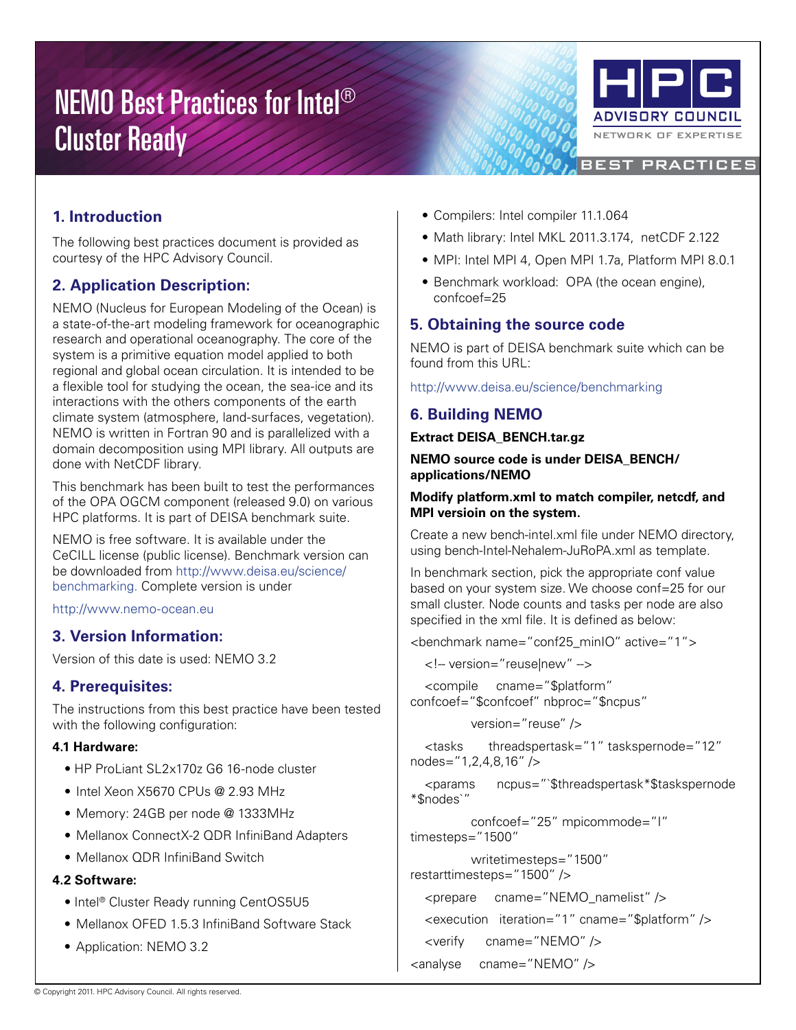# NEMO Best Practices for Intel® Cluster Ready

## 1. Introduction

The following best practices document is provided as courtesy of the HPC Advisory Council.

## 2. Application Description:

NEMO (Nucleus for European Modeling of the Ocean) is a state-of-the-art modeling framework for oceanographic research and operational oceanography. The core of the system is a primitive equation model applied to both regional and global ocean circulation. It is intended to be a flexible tool for studying the ocean, the sea-ice and its interactions with the others components of the earth climate system (atmosphere, land-surfaces, vegetation). NEMO is written in Fortran 90 and is parallelized with a domain decomposition using MPI library. All outputs are done with NetCDF library.

This benchmark has been built to test the performances of the OPA OGCM component (released 9.0) on various HPC platforms. It is part of DEISA benchmark suite.

NEMO is free software. It is available under the CeCILL license (public license). Benchmark version can be downloaded from http://www.deisa.eu/science/benchmarking. Complete version is under

http://www.nemo-ocean.eu

## 3. Version Information:

Version of this date is used: NEMO 3.2

## 4. Prerequisites:

The instructions from this best practice have been tested with the following configuration:

### 4.1 Hardware:

- HP ProLiant SL2x170z G6 16-node cluster
- Intel Xeon X5670 CPUs @ 2.93 MHz
- Memory: 24GB per node @ 1333MHz
- Mellanox ConnectX-2 QDR InfiniBand Adapters
- Mellanox QDR InfiniBand Switch

### 4.2 Software:

- Intel® Cluster Ready running CentOS5U5
- Mellanox OFED 1.5.3 InfiniBand Software Stack
- Application: NEMO 3.2
- Compilers: Intel compiler 11.1.064
- Math library: Intel MKL 2011.3.174, netCDF 2.122
- MPI: Intel MPI 4, Open MPI 1.7a, Platform MPI 8.0.1
- Benchmark workload: OPA (the ocean engine), confcoef=25

## 5. Obtaining the source code

NEMO is part of DEISA benchmark suite which can be found from this URL:

http://www.deisa.eu/science/benchmarking

## 6. Building NEMO

**Extract DEISA_BENCH.tar.gz**

**NEMO source code is under DEISA_BENCH/applications/NEMO**

**Modify platform.xml to match compiler, netcdf, and MPI versioin on the system.**

Create a new bench-intel.xml file under NEMO directory, using bench-Intel-Nehalem-JuRoPA.xml as template.

In benchmark section, pick the appropriate conf value based on your system size. We choose conf=25 for our small cluster. Node counts and tasks per node are also specified in the xml file. It is defined as below:

```
<benchmark name="conf25_minIO" active="1">
  <!-- version="reuse|new" -->
  <compile    cname="$platform" confcoef="$confcoef" nbproc="$ncpus"
              version="reuse" />
  <tasks      threadspertask="1" taskspernode="12" nodes="1,2,4,8,16" />
  <params     ncpus="`$threadspertask*$taskspernode*$nodes`"
              confcoef="25" mpicommode="I" timesteps="1500"
              writetimesteps="1500" restarttimesteps="1500" />
  <prepare    cname="NEMO_namelist" />
  <execution  iteration="1" cname="$platform" />
  <verify     cname="NEMO" />
<analyse    cname="NEMO" />
```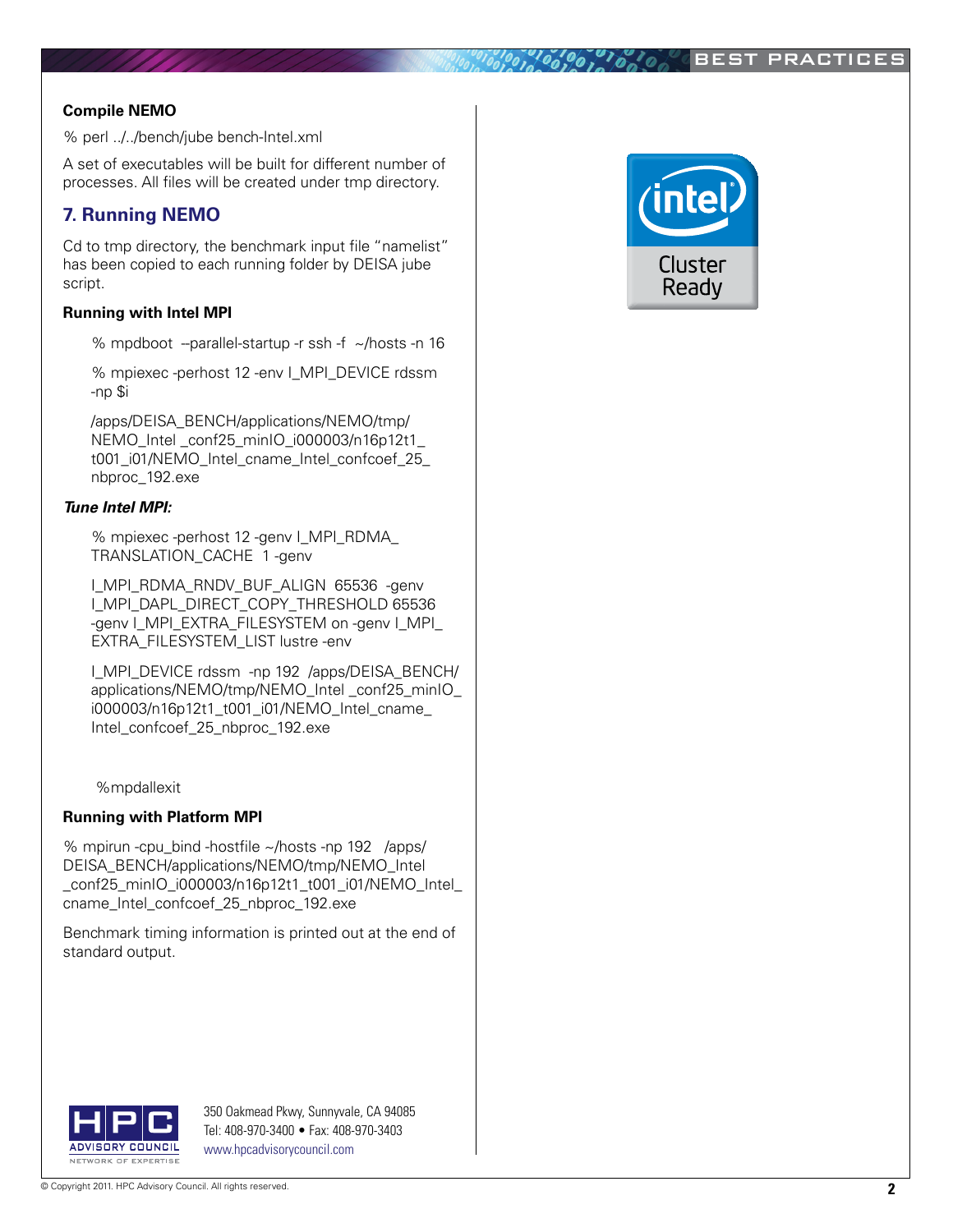**Compile NEMO**

% perl ../../bench/jube bench-Intel.xml

A set of executables will be built for different number of processes. All files will be created under tmp directory.

## 7. Running NEMO

Cd to tmp directory, the benchmark input file "namelist" has been copied to each running folder by DEISA jube script.

**Running with Intel MPI**

```
% mpdboot  --parallel-startup -r ssh -f  ~/hosts -n 16

% mpiexec -perhost 12 -env I_MPI_DEVICE rdssm -np $i

/apps/DEISA_BENCH/applications/NEMO/tmp/NEMO_Intel _conf25_minIO_i000003/n16p12t1_t001_i01/NEMO_Intel_cname_Intel_confcoef_25_nbproc_192.exe
```

***Tune Intel MPI:***

```
% mpiexec -perhost 12 -genv I_MPI_RDMA_TRANSLATION_CACHE  1 -genv

I_MPI_RDMA_RNDV_BUF_ALIGN  65536  -genv I_MPI_DAPL_DIRECT_COPY_THRESHOLD 65536 -genv I_MPI_EXTRA_FILESYSTEM on -genv I_MPI_EXTRA_FILESYSTEM_LIST lustre -env

I_MPI_DEVICE rdssm  -np 192  /apps/DEISA_BENCH/applications/NEMO/tmp/NEMO_Intel _conf25_minIO_i000003/n16p12t1_t001_i01/NEMO_Intel_cname_Intel_confcoef_25_nbproc_192.exe

%mpdallexit
```

**Running with Platform MPI**

```
% mpirun -cpu_bind -hostfile ~/hosts -np 192   /apps/DEISA_BENCH/applications/NEMO/tmp/NEMO_Intel _conf25_minIO_i000003/n16p12t1_t001_i01/NEMO_Intel_cname_Intel_confcoef_25_nbproc_192.exe
```

Benchmark timing information is printed out at the end of standard output.

Intel Cluster Ready

HPC ADVISORY COUNCIL
NETWORK OF EXPERTISE

350 Oakmead Pkwy, Sunnyvale, CA 94085
Tel: 408-970-3400 • Fax: 408-970-3403
www.hpcadvisorycouncil.com

© Copyright 2011. HPC Advisory Council. All rights reserved.